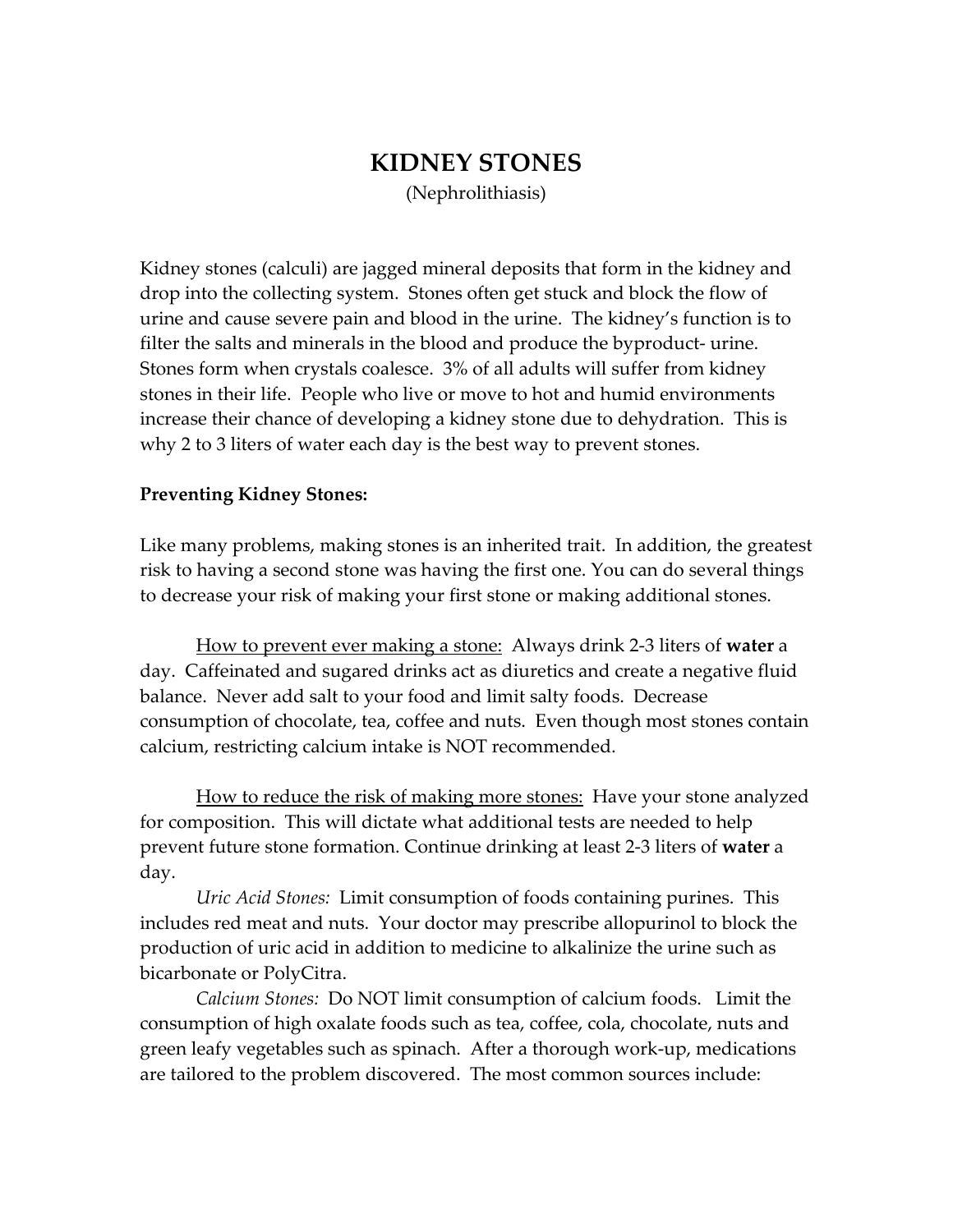# KIDNEY STONES

(Nephrolithiasis)

Kidney stones (calculi) are jagged mineral deposits that form in the kidney and drop into the collecting system. Stones often get stuck and block the flow of urine and cause severe pain and blood in the urine. The kidney's function is to filter the salts and minerals in the blood and produce the byproduct- urine. Stones form when crystals coalesce. 3% of all adults will suffer from kidney stones in their life. People who live or move to hot and humid environments increase their chance of developing a kidney stone due to dehydration. This is why 2 to 3 liters of water each day is the best way to prevent stones.

**Preventing Kidney Stones:**

Like many problems, making stones is an inherited trait. In addition, the greatest risk to having a second stone was having the first one. You can do several things to decrease your risk of making your first stone or making additional stones.

<u>How to prevent ever making a stone:</u> Always drink 2-3 liters of **water** a day. Caffeinated and sugared drinks act as diuretics and create a negative fluid balance. Never add salt to your food and limit salty foods. Decrease consumption of chocolate, tea, coffee and nuts. Even though most stones contain calcium, restricting calcium intake is NOT recommended.

<u>How to reduce the risk of making more stones:</u> Have your stone analyzed for composition. This will dictate what additional tests are needed to help prevent future stone formation. Continue drinking at least 2-3 liters of **water** a day.

*Uric Acid Stones:* Limit consumption of foods containing purines. This includes red meat and nuts. Your doctor may prescribe allopurinol to block the production of uric acid in addition to medicine to alkalinize the urine such as bicarbonate or PolyCitra.

*Calcium Stones:* Do NOT limit consumption of calcium foods. Limit the consumption of high oxalate foods such as tea, coffee, cola, chocolate, nuts and green leafy vegetables such as spinach. After a thorough work-up, medications are tailored to the problem discovered. The most common sources include: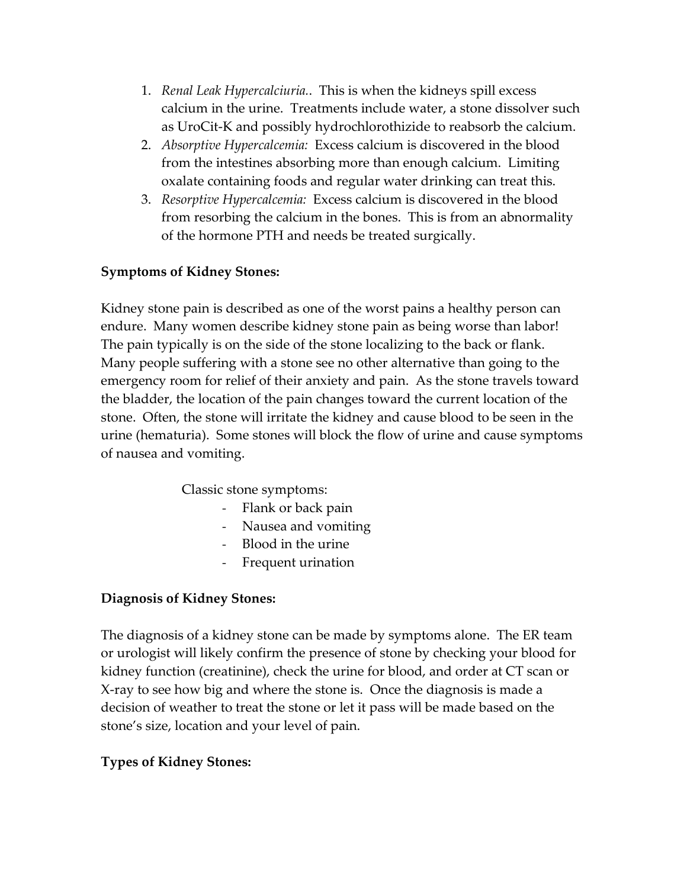1. *Renal Leak Hypercalciuria.*. This is when the kidneys spill excess calcium in the urine. Treatments include water, a stone dissolver such as UroCit-K and possibly hydrochlorothizide to reabsorb the calcium.
2. *Absorptive Hypercalcemia:* Excess calcium is discovered in the blood from the intestines absorbing more than enough calcium. Limiting oxalate containing foods and regular water drinking can treat this.
3. *Resorptive Hypercalcemia:* Excess calcium is discovered in the blood from resorbing the calcium in the bones. This is from an abnormality of the hormone PTH and needs be treated surgically.

**Symptoms of Kidney Stones:**

Kidney stone pain is described as one of the worst pains a healthy person can endure. Many women describe kidney stone pain as being worse than labor! The pain typically is on the side of the stone localizing to the back or flank. Many people suffering with a stone see no other alternative than going to the emergency room for relief of their anxiety and pain. As the stone travels toward the bladder, the location of the pain changes toward the current location of the stone. Often, the stone will irritate the kidney and cause blood to be seen in the urine (hematuria). Some stones will block the flow of urine and cause symptoms of nausea and vomiting.

Classic stone symptoms:

- Flank or back pain
- Nausea and vomiting
- Blood in the urine
- Frequent urination

**Diagnosis of Kidney Stones:**

The diagnosis of a kidney stone can be made by symptoms alone. The ER team or urologist will likely confirm the presence of stone by checking your blood for kidney function (creatinine), check the urine for blood, and order at CT scan or X-ray to see how big and where the stone is. Once the diagnosis is made a decision of weather to treat the stone or let it pass will be made based on the stone's size, location and your level of pain.

**Types of Kidney Stones:**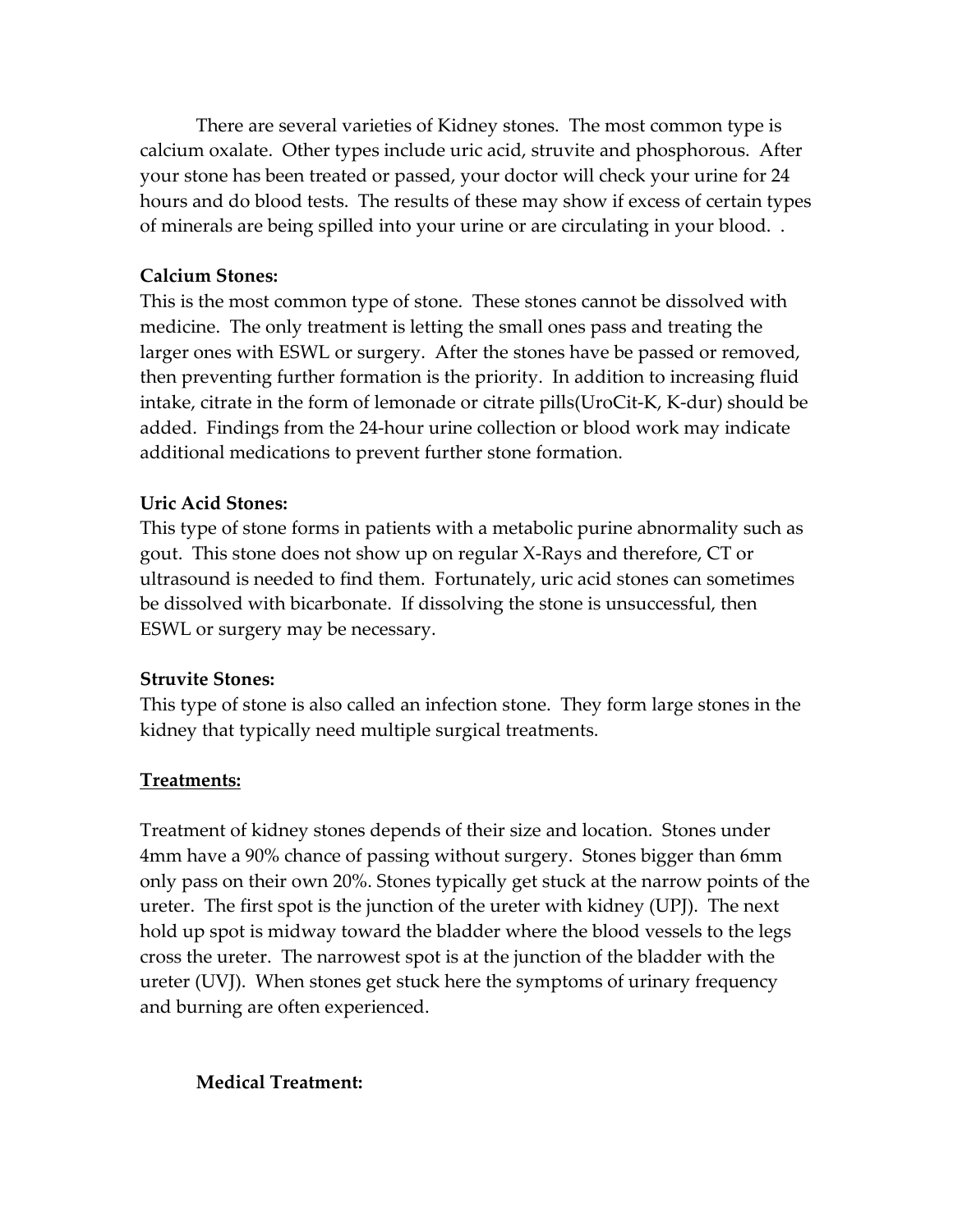There are several varieties of Kidney stones. The most common type is calcium oxalate. Other types include uric acid, struvite and phosphorous. After your stone has been treated or passed, your doctor will check your urine for 24 hours and do blood tests. The results of these may show if excess of certain types of minerals are being spilled into your urine or are circulating in your blood. .

**Calcium Stones:**
This is the most common type of stone. These stones cannot be dissolved with medicine. The only treatment is letting the small ones pass and treating the larger ones with ESWL or surgery. After the stones have be passed or removed, then preventing further formation is the priority. In addition to increasing fluid intake, citrate in the form of lemonade or citrate pills(UroCit-K, K-dur) should be added. Findings from the 24-hour urine collection or blood work may indicate additional medications to prevent further stone formation.

**Uric Acid Stones:**
This type of stone forms in patients with a metabolic purine abnormality such as gout. This stone does not show up on regular X-Rays and therefore, CT or ultrasound is needed to find them. Fortunately, uric acid stones can sometimes be dissolved with bicarbonate. If dissolving the stone is unsuccessful, then ESWL or surgery may be necessary.

**Struvite Stones:**
This type of stone is also called an infection stone. They form large stones in the kidney that typically need multiple surgical treatments.

**Treatments:**

Treatment of kidney stones depends of their size and location. Stones under 4mm have a 90% chance of passing without surgery. Stones bigger than 6mm only pass on their own 20%. Stones typically get stuck at the narrow points of the ureter. The first spot is the junction of the ureter with kidney (UPJ). The next hold up spot is midway toward the bladder where the blood vessels to the legs cross the ureter. The narrowest spot is at the junction of the bladder with the ureter (UVJ). When stones get stuck here the symptoms of urinary frequency and burning are often experienced.

**Medical Treatment:**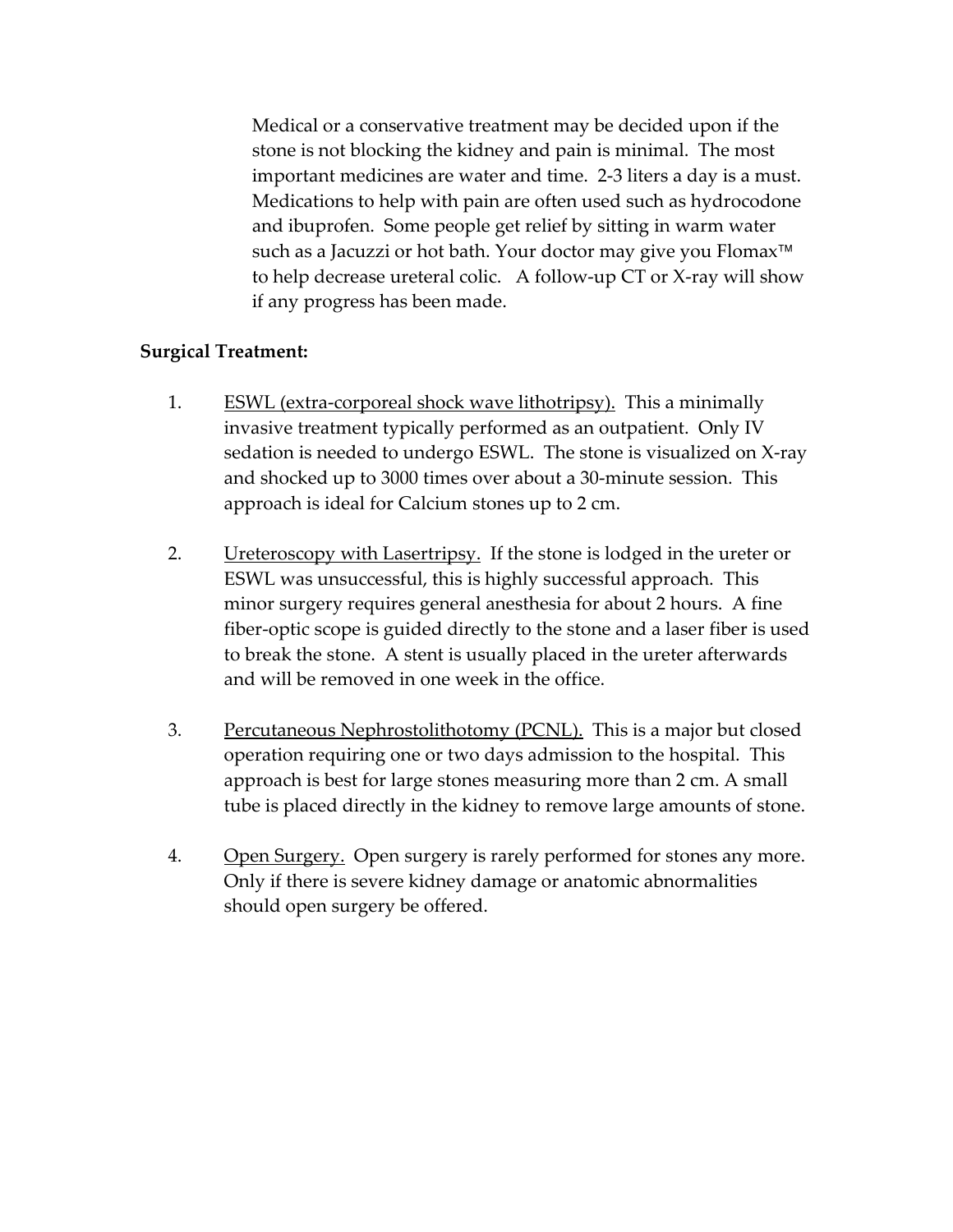Medical or a conservative treatment may be decided upon if the stone is not blocking the kidney and pain is minimal. The most important medicines are water and time. 2-3 liters a day is a must. Medications to help with pain are often used such as hydrocodone and ibuprofen. Some people get relief by sitting in warm water such as a Jacuzzi or hot bath. Your doctor may give you Flomax™ to help decrease ureteral colic. A follow-up CT or X-ray will show if any progress has been made.

**Surgical Treatment:**

1. <u>ESWL (extra-corporeal shock wave lithotripsy).</u> This a minimally invasive treatment typically performed as an outpatient. Only IV sedation is needed to undergo ESWL. The stone is visualized on X-ray and shocked up to 3000 times over about a 30-minute session. This approach is ideal for Calcium stones up to 2 cm.

2. <u>Ureteroscopy with Lasertripsy.</u> If the stone is lodged in the ureter or ESWL was unsuccessful, this is highly successful approach. This minor surgery requires general anesthesia for about 2 hours. A fine fiber-optic scope is guided directly to the stone and a laser fiber is used to break the stone. A stent is usually placed in the ureter afterwards and will be removed in one week in the office.

3. <u>Percutaneous Nephrostolithotomy (PCNL).</u> This is a major but closed operation requiring one or two days admission to the hospital. This approach is best for large stones measuring more than 2 cm. A small tube is placed directly in the kidney to remove large amounts of stone.

4. <u>Open Surgery.</u> Open surgery is rarely performed for stones any more. Only if there is severe kidney damage or anatomic abnormalities should open surgery be offered.